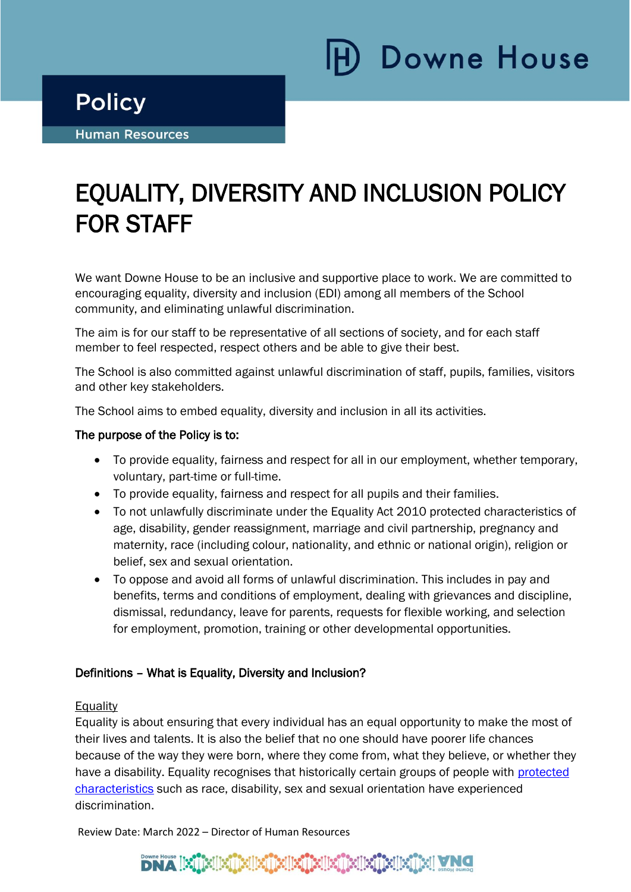Downe House

Policy

Human Resources

# EQUALITY, DIVERSITY AND INCLUSION POLICY FOR STAFF

We want Downe House to be an inclusive and supportive place to work. We are committed to encouraging equality, diversity and inclusion (EDI) among all members of the School community, and eliminating unlawful discrimination.

The aim is for our staff to be representative of all sections of society, and for each staff member to feel respected, respect others and be able to give their best.

The School is also committed against unlawful discrimination of staff, pupils, families, visitors and other key stakeholders.

The School aims to embed equality, diversity and inclusion in all its activities.

**The purpose of the Policy is to:**

- To provide equality, fairness and respect for all in our employment, whether temporary, voluntary, part-time or full-time.
- To provide equality, fairness and respect for all pupils and their families.
- To not unlawfully discriminate under the Equality Act 2010 protected characteristics of age, disability, gender reassignment, marriage and civil partnership, pregnancy and maternity, race (including colour, nationality, and ethnic or national origin), religion or belief, sex and sexual orientation.
- To oppose and avoid all forms of unlawful discrimination. This includes in pay and benefits, terms and conditions of employment, dealing with grievances and discipline, dismissal, redundancy, leave for parents, requests for flexible working, and selection for employment, promotion, training or other developmental opportunities.

**Definitions – What is Equality, Diversity and Inclusion?**

Equality

Equality is about ensuring that every individual has an equal opportunity to make the most of their lives and talents. It is also the belief that no one should have poorer life chances because of the way they were born, where they come from, what they believe, or whether they have a disability. Equality recognises that historically certain groups of people with protected characteristics such as race, disability, sex and sexual orientation have experienced discrimination.

Review Date: March 2022 – Director of Human Resources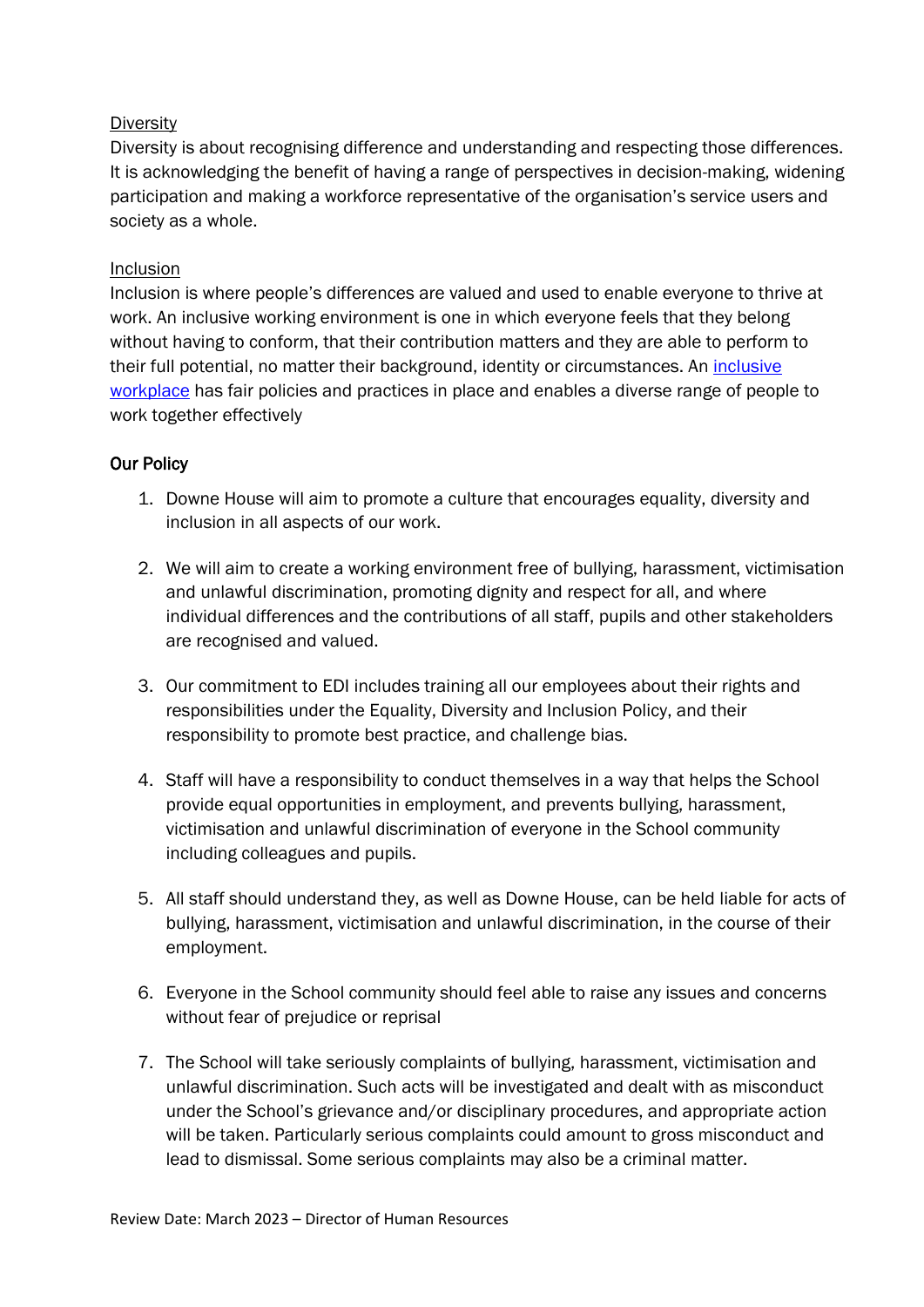Diversity

Diversity is about recognising difference and understanding and respecting those differences. It is acknowledging the benefit of having a range of perspectives in decision-making, widening participation and making a workforce representative of the organisation's service users and society as a whole.

Inclusion

Inclusion is where people's differences are valued and used to enable everyone to thrive at work. An inclusive working environment is one in which everyone feels that they belong without having to conform, that their contribution matters and they are able to perform to their full potential, no matter their background, identity or circumstances. An inclusive workplace has fair policies and practices in place and enables a diverse range of people to work together effectively

## Our Policy

1. Downe House will aim to promote a culture that encourages equality, diversity and inclusion in all aspects of our work.

2. We will aim to create a working environment free of bullying, harassment, victimisation and unlawful discrimination, promoting dignity and respect for all, and where individual differences and the contributions of all staff, pupils and other stakeholders are recognised and valued.

3. Our commitment to EDI includes training all our employees about their rights and responsibilities under the Equality, Diversity and Inclusion Policy, and their responsibility to promote best practice, and challenge bias.

4. Staff will have a responsibility to conduct themselves in a way that helps the School provide equal opportunities in employment, and prevents bullying, harassment, victimisation and unlawful discrimination of everyone in the School community including colleagues and pupils.

5. All staff should understand they, as well as Downe House, can be held liable for acts of bullying, harassment, victimisation and unlawful discrimination, in the course of their employment.

6. Everyone in the School community should feel able to raise any issues and concerns without fear of prejudice or reprisal

7. The School will take seriously complaints of bullying, harassment, victimisation and unlawful discrimination. Such acts will be investigated and dealt with as misconduct under the School's grievance and/or disciplinary procedures, and appropriate action will be taken. Particularly serious complaints could amount to gross misconduct and lead to dismissal. Some serious complaints may also be a criminal matter.

Review Date: March 2023 – Director of Human Resources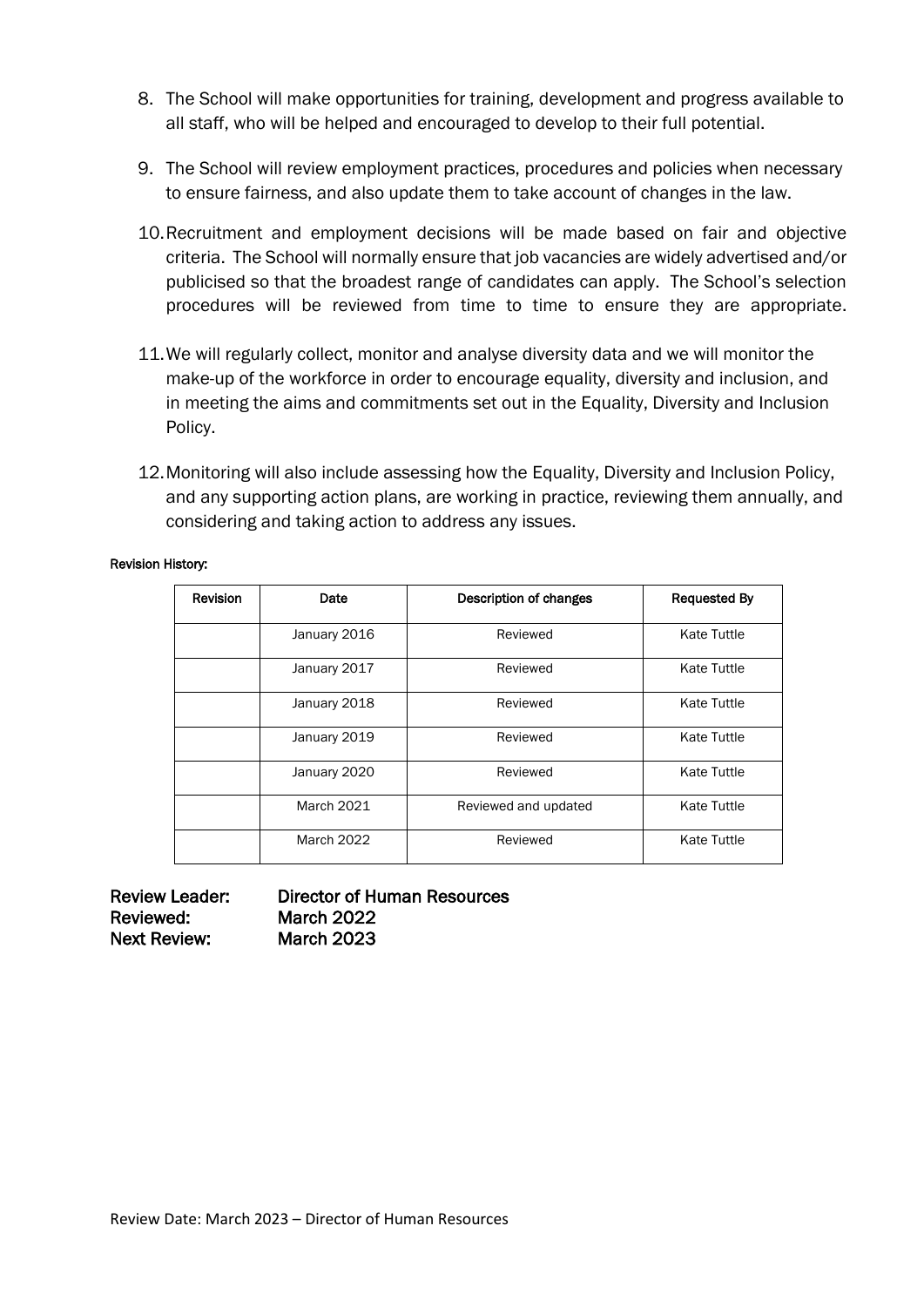8. The School will make opportunities for training, development and progress available to all staff, who will be helped and encouraged to develop to their full potential.

9. The School will review employment practices, procedures and policies when necessary to ensure fairness, and also update them to take account of changes in the law.

10. Recruitment and employment decisions will be made based on fair and objective criteria. The School will normally ensure that job vacancies are widely advertised and/or publicised so that the broadest range of candidates can apply. The School's selection procedures will be reviewed from time to time to ensure they are appropriate.

11. We will regularly collect, monitor and analyse diversity data and we will monitor the make-up of the workforce in order to encourage equality, diversity and inclusion, and in meeting the aims and commitments set out in the Equality, Diversity and Inclusion Policy.

12. Monitoring will also include assessing how the Equality, Diversity and Inclusion Policy, and any supporting action plans, are working in practice, reviewing them annually, and considering and taking action to address any issues.

Revision History:

| Revision | Date | Description of changes | Requested By |
|---|---|---|---|
| | January 2016 | Reviewed | Kate Tuttle |
| | January 2017 | Reviewed | Kate Tuttle |
| | January 2018 | Reviewed | Kate Tuttle |
| | January 2019 | Reviewed | Kate Tuttle |
| | January 2020 | Reviewed | Kate Tuttle |
| | March 2021 | Reviewed and updated | Kate Tuttle |
| | March 2022 | Reviewed | Kate Tuttle |

**Review Leader:** Director of Human Resources
**Reviewed:** March 2022
**Next Review:** March 2023